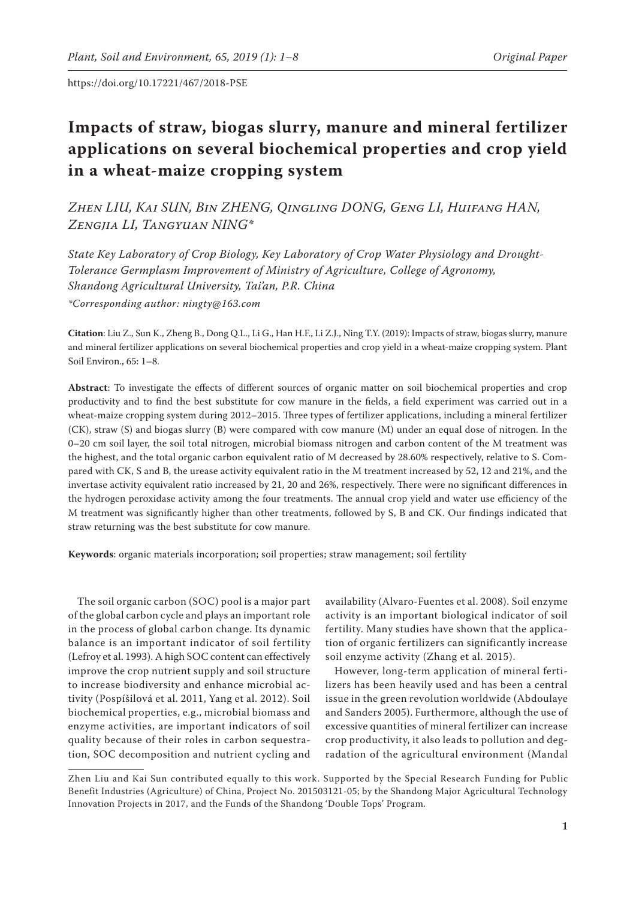https://doi.org/10.17221/467/2018-PSE

# Impacts of straw, biogas slurry, manure and mineral fertilizer applications on several biochemical properties and crop yield in a wheat-maize cropping system

*Zhen LIU, Kai SUN, Bin ZHENG, Qingling DONG, Geng LI, Huifang HAN, Zengjia LI, Tangyuan NING\**

*State Key Laboratory of Crop Biology, Key Laboratory of Crop Water Physiology and Drought-Tolerance Germplasm Improvement of Ministry of Agriculture, College of Agronomy, Shandong Agricultural University, Tai'an, P.R. China*

*\*Corresponding author: ningty@163.com*

**Citation**: Liu Z., Sun K., Zheng B., Dong Q.L., Li G., Han H.F., Li Z.J., Ning T.Y. (2019): Impacts of straw, biogas slurry, manure and mineral fertilizer applications on several biochemical properties and crop yield in a wheat-maize cropping system. Plant Soil Environ., 65: 1–8.

**Abstract**: To investigate the effects of different sources of organic matter on soil biochemical properties and crop productivity and to find the best substitute for cow manure in the fields, a field experiment was carried out in a wheat-maize cropping system during 2012–2015. Three types of fertilizer applications, including a mineral fertilizer (CK), straw (S) and biogas slurry (B) were compared with cow manure (M) under an equal dose of nitrogen. In the 0–20 cm soil layer, the soil total nitrogen, microbial biomass nitrogen and carbon content of the M treatment was the highest, and the total organic carbon equivalent ratio of M decreased by 28.60% respectively, relative to S. Compared with CK, S and B, the urease activity equivalent ratio in the M treatment increased by 52, 12 and 21%, and the invertase activity equivalent ratio increased by 21, 20 and 26%, respectively. There were no significant differences in the hydrogen peroxidase activity among the four treatments. The annual crop yield and water use efficiency of the M treatment was significantly higher than other treatments, followed by S, B and CK. Our findings indicated that straw returning was the best substitute for cow manure.

**Keywords**: organic materials incorporation; soil properties; straw management; soil fertility

The soil organic carbon (SOC) pool is a major part of the global carbon cycle and plays an important role in the process of global carbon change. Its dynamic balance is an important indicator of soil fertility (Lefroy et al. 1993). A high SOC content can effectively improve the crop nutrient supply and soil structure to increase biodiversity and enhance microbial activity (Pospíšilová et al. 2011, Yang et al. 2012). Soil biochemical properties, e.g., microbial biomass and enzyme activities, are important indicators of soil quality because of their roles in carbon sequestration, SOC decomposition and nutrient cycling and availability (Alvaro-Fuentes et al. 2008). Soil enzyme activity is an important biological indicator of soil fertility. Many studies have shown that the application of organic fertilizers can significantly increase soil enzyme activity (Zhang et al. 2015).

However, long-term application of mineral fertilizers has been heavily used and has been a central issue in the green revolution worldwide (Abdoulaye and Sanders 2005). Furthermore, although the use of excessive quantities of mineral fertilizer can increase crop productivity, it also leads to pollution and degradation of the agricultural environment (Mandal

Zhen Liu and Kai Sun contributed equally to this work. Supported by the Special Research Funding for Public Benefit Industries (Agriculture) of China, Project No. 201503121-05; by the Shandong Major Agricultural Technology Innovation Projects in 2017, and the Funds of the Shandong 'Double Tops' Program.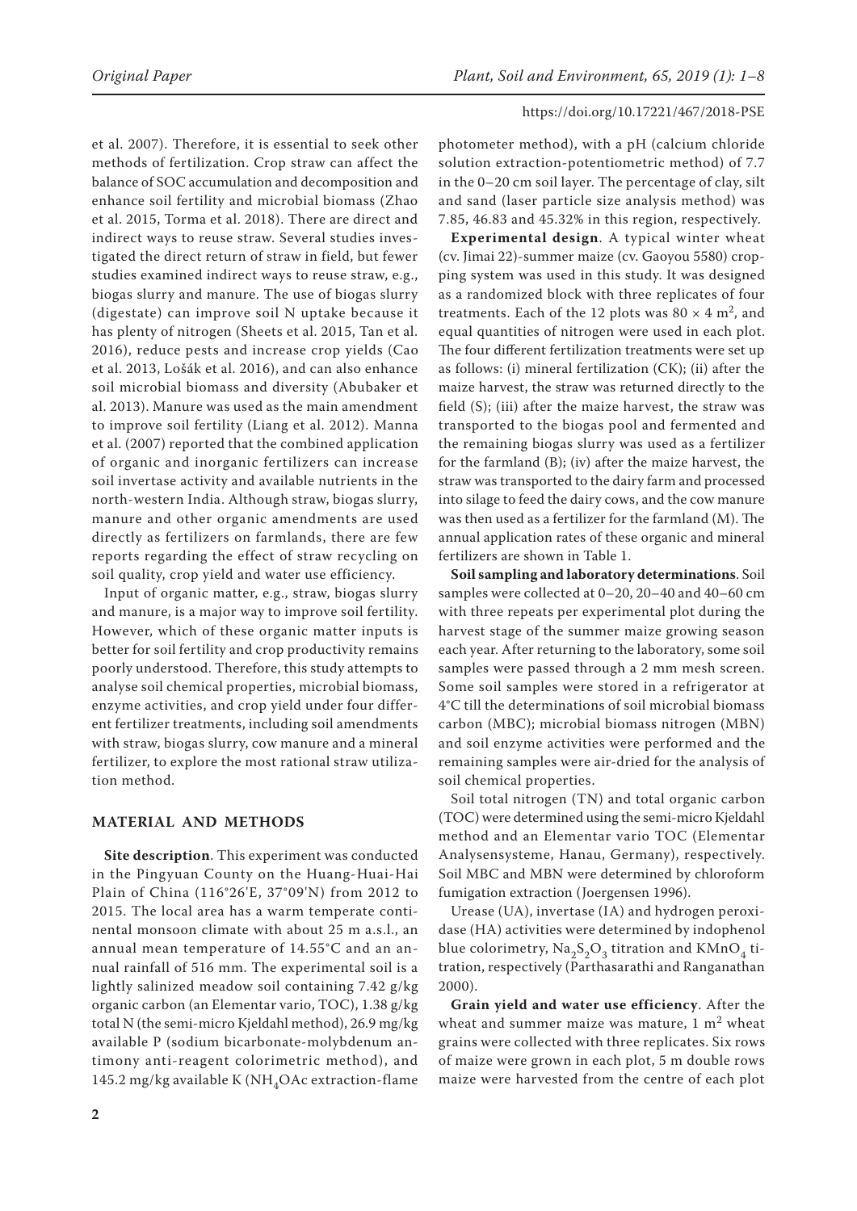et al. 2007). Therefore, it is essential to seek other methods of fertilization. Crop straw can affect the balance of SOC accumulation and decomposition and enhance soil fertility and microbial biomass (Zhao et al. 2015, Torma et al. 2018). There are direct and indirect ways to reuse straw. Several studies investigated the direct return of straw in field, but fewer studies examined indirect ways to reuse straw, e.g., biogas slurry and manure. The use of biogas slurry (digestate) can improve soil N uptake because it has plenty of nitrogen (Sheets et al. 2015, Tan et al. 2016), reduce pests and increase crop yields (Cao et al. 2013, Lošák et al. 2016), and can also enhance soil microbial biomass and diversity (Abubaker et al. 2013). Manure was used as the main amendment to improve soil fertility (Liang et al. 2012). Manna et al. (2007) reported that the combined application of organic and inorganic fertilizers can increase soil invertase activity and available nutrients in the north-western India. Although straw, biogas slurry, manure and other organic amendments are used directly as fertilizers on farmlands, there are few reports regarding the effect of straw recycling on soil quality, crop yield and water use efficiency.

Input of organic matter, e.g., straw, biogas slurry and manure, is a major way to improve soil fertility. However, which of these organic matter inputs is better for soil fertility and crop productivity remains poorly understood. Therefore, this study attempts to analyse soil chemical properties, microbial biomass, enzyme activities, and crop yield under four different fertilizer treatments, including soil amendments with straw, biogas slurry, cow manure and a mineral fertilizer, to explore the most rational straw utilization method.

## MATERIAL AND METHODS

**Site description**. This experiment was conducted in the Pingyuan County on the Huang-Huai-Hai Plain of China (116°26'E, 37°09'N) from 2012 to 2015. The local area has a warm temperate continental monsoon climate with about 25 m a.s.l., an annual mean temperature of 14.55°C and an annual rainfall of 516 mm. The experimental soil is a lightly salinized meadow soil containing 7.42 g/kg organic carbon (an Elementar vario, TOC), 1.38 g/kg total N (the semi-micro Kjeldahl method), 26.9 mg/kg available P (sodium bicarbonate-molybdenum antimony anti-reagent colorimetric method), and 145.2 mg/kg available K ($NH_4OAc$ extraction-flame photometer method), with a pH (calcium chloride solution extraction-potentiometric method) of 7.7 in the 0–20 cm soil layer. The percentage of clay, silt and sand (laser particle size analysis method) was 7.85, 46.83 and 45.32% in this region, respectively.

**Experimental design**. A typical winter wheat (cv. Jimai 22)-summer maize (cv. Gaoyou 5580) cropping system was used in this study. It was designed as a randomized block with three replicates of four treatments. Each of the 12 plots was $80 \times 4$ m$^2$, and equal quantities of nitrogen were used in each plot. The four different fertilization treatments were set up as follows: (i) mineral fertilization (CK); (ii) after the maize harvest, the straw was returned directly to the field (S); (iii) after the maize harvest, the straw was transported to the biogas pool and fermented and the remaining biogas slurry was used as a fertilizer for the farmland (B); (iv) after the maize harvest, the straw was transported to the dairy farm and processed into silage to feed the dairy cows, and the cow manure was then used as a fertilizer for the farmland (M). The annual application rates of these organic and mineral fertilizers are shown in Table 1.

**Soil sampling and laboratory determinations**. Soil samples were collected at 0–20, 20–40 and 40–60 cm with three repeats per experimental plot during the harvest stage of the summer maize growing season each year. After returning to the laboratory, some soil samples were passed through a 2 mm mesh screen. Some soil samples were stored in a refrigerator at 4°C till the determinations of soil microbial biomass carbon (MBC); microbial biomass nitrogen (MBN) and soil enzyme activities were performed and the remaining samples were air-dried for the analysis of soil chemical properties.

Soil total nitrogen (TN) and total organic carbon (TOC) were determined using the semi-micro Kjeldahl method and an Elementar vario TOC (Elementar Analysensysteme, Hanau, Germany), respectively. Soil MBC and MBN were determined by chloroform fumigation extraction (Joergensen 1996).

Urease (UA), invertase (IA) and hydrogen peroxidase (HA) activities were determined by indophenol blue colorimetry, $Na_2S_2O_3$ titration and $KMnO_4$ titration, respectively (Parthasarathi and Ranganathan 2000).

**Grain yield and water use efficiency**. After the wheat and summer maize was mature, 1 m$^2$ wheat grains were collected with three replicates. Six rows of maize were grown in each plot, 5 m double rows maize were harvested from the centre of each plot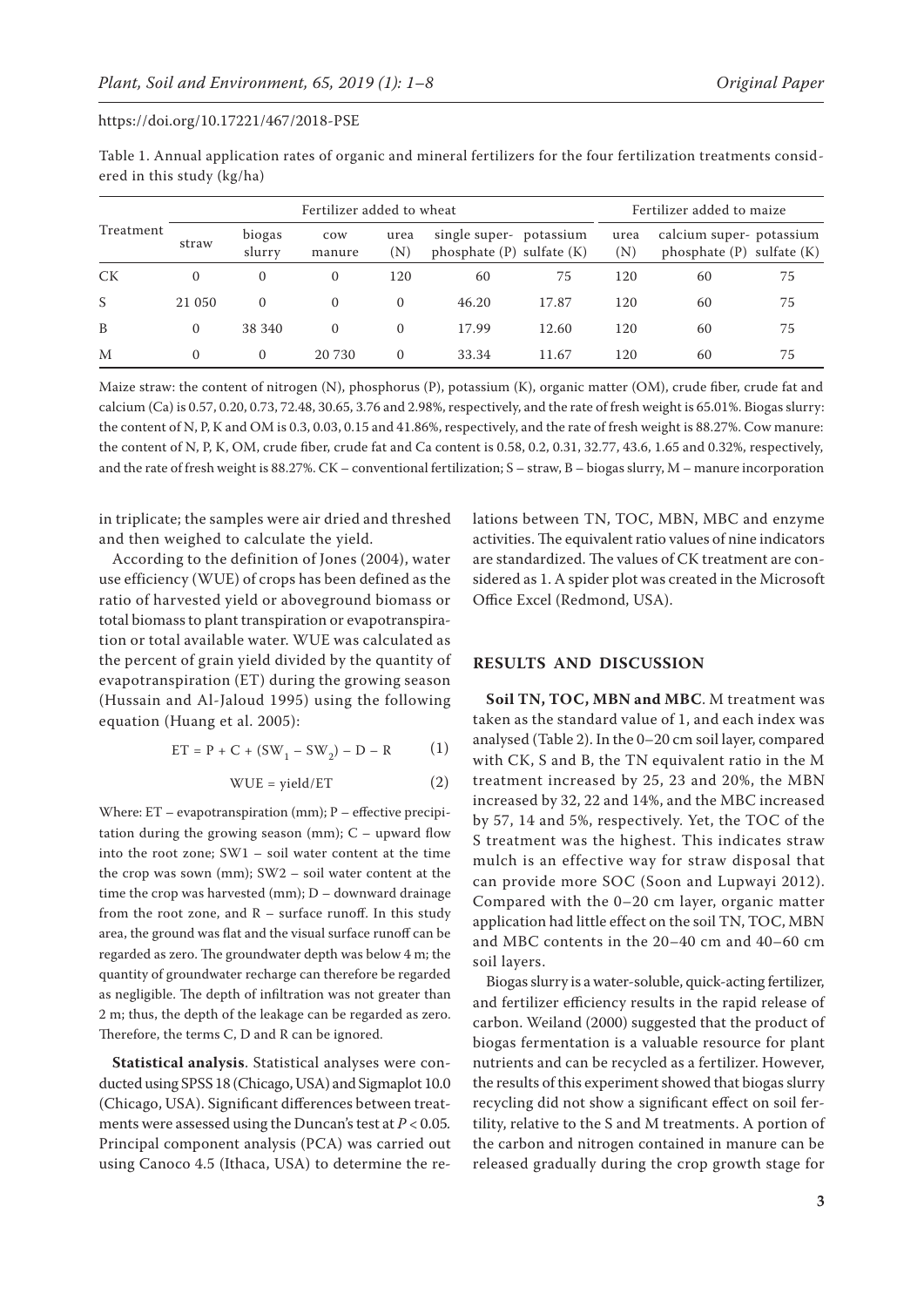Table 1. Annual application rates of organic and mineral fertilizers for the four fertilization treatments considered in this study (kg/ha)

| Treatment | Fertilizer added to wheat | | | | | | Fertilizer added to maize | | |
|---|---|---|---|---|---|---|---|---|---|
| | straw | biogas slurry | cow manure | urea (N) | single super-phosphate (P) | potassium sulfate (K) | urea (N) | calcium super-phosphate (P) | potassium sulfate (K) |
| CK | 0 | 0 | 0 | 120 | 60 | 75 | 120 | 60 | 75 |
| S | 21 050 | 0 | 0 | 0 | 46.20 | 17.87 | 120 | 60 | 75 |
| B | 0 | 38 340 | 0 | 0 | 17.99 | 12.60 | 120 | 60 | 75 |
| M | 0 | 0 | 20 730 | 0 | 33.34 | 11.67 | 120 | 60 | 75 |

Maize straw: the content of nitrogen (N), phosphorus (P), potassium (K), organic matter (OM), crude fiber, crude fat and calcium (Ca) is 0.57, 0.20, 0.73, 72.48, 30.65, 3.76 and 2.98%, respectively, and the rate of fresh weight is 65.01%. Biogas slurry: the content of N, P, K and OM is 0.3, 0.03, 0.15 and 41.86%, respectively, and the rate of fresh weight is 88.27%. Cow manure: the content of N, P, K, OM, crude fiber, crude fat and Ca content is 0.58, 0.2, 0.31, 32.77, 43.6, 1.65 and 0.32%, respectively, and the rate of fresh weight is 88.27%. CK – conventional fertilization; S – straw, B – biogas slurry, M – manure incorporation

in triplicate; the samples were air dried and threshed and then weighed to calculate the yield.

According to the definition of Jones (2004), water use efficiency (WUE) of crops has been defined as the ratio of harvested yield or aboveground biomass or total biomass to plant transpiration or evapotranspiration or total available water. WUE was calculated as the percent of grain yield divided by the quantity of evapotranspiration (ET) during the growing season (Hussain and Al-Jaloud 1995) using the following equation (Huang et al. 2005):

$$ET = P + C + (SW_1 - SW_2) - D - R \qquad (1)$$

$$WUE = yield/ET \qquad (2)$$

Where: ET – evapotranspiration (mm); P – effective precipitation during the growing season (mm); C – upward flow into the root zone; SW1 – soil water content at the time the crop was sown (mm); SW2 – soil water content at the time the crop was harvested (mm); D – downward drainage from the root zone, and R – surface runoff. In this study area, the ground was flat and the visual surface runoff can be regarded as zero. The groundwater depth was below 4 m; the quantity of groundwater recharge can therefore be regarded as negligible. The depth of infiltration was not greater than 2 m; thus, the depth of the leakage can be regarded as zero. Therefore, the terms C, D and R can be ignored.

**Statistical analysis**. Statistical analyses were conducted using SPSS 18 (Chicago, USA) and Sigmaplot 10.0 (Chicago, USA). Significant differences between treatments were assessed using the Duncan's test at $P < 0.05$. Principal component analysis (PCA) was carried out using Canoco 4.5 (Ithaca, USA) to determine the relations between TN, TOC, MBN, MBC and enzyme activities. The equivalent ratio values of nine indicators are standardized. The values of CK treatment are considered as 1. A spider plot was created in the Microsoft Office Excel (Redmond, USA).

## RESULTS AND DISCUSSION

**Soil TN, TOC, MBN and MBC**. M treatment was taken as the standard value of 1, and each index was analysed (Table 2). In the 0–20 cm soil layer, compared with CK, S and B, the TN equivalent ratio in the M treatment increased by 25, 23 and 20%, the MBN increased by 32, 22 and 14%, and the MBC increased by 57, 14 and 5%, respectively. Yet, the TOC of the S treatment was the highest. This indicates straw mulch is an effective way for straw disposal that can provide more SOC (Soon and Lupwayi 2012). Compared with the 0–20 cm layer, organic matter application had little effect on the soil TN, TOC, MBN and MBC contents in the 20–40 cm and 40–60 cm soil layers.

Biogas slurry is a water-soluble, quick-acting fertilizer, and fertilizer efficiency results in the rapid release of carbon. Weiland (2000) suggested that the product of biogas fermentation is a valuable resource for plant nutrients and can be recycled as a fertilizer. However, the results of this experiment showed that biogas slurry recycling did not show a significant effect on soil fertility, relative to the S and M treatments. A portion of the carbon and nitrogen contained in manure can be released gradually during the crop growth stage for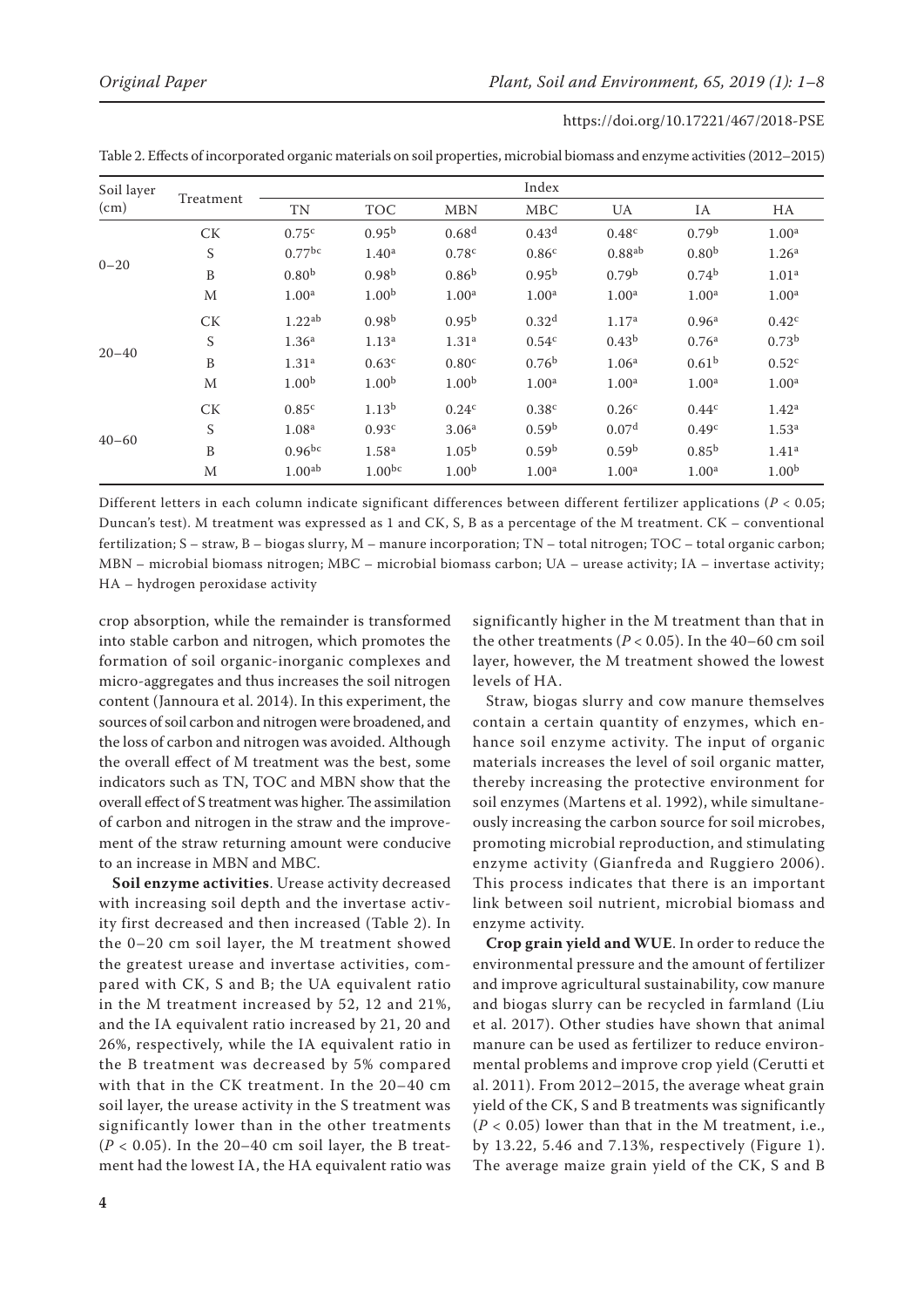Table 2. Effects of incorporated organic materials on soil properties, microbial biomass and enzyme activities (2012–2015)

| Soil layer (cm) | Treatment | Index | | | | | | |
|---|---|---|---|---|---|---|---|---|
| | | TN | TOC | MBN | MBC | UA | IA | HA |
| 0–20 | CK | 0.75[c] | 0.95[b] | 0.68[d] | 0.43[d] | 0.48[c] | 0.79[b] | 1.00[a] |
| | S | 0.77[bc] | 1.40[a] | 0.78[c] | 0.86[c] | 0.88[ab] | 0.80[b] | 1.26[a] |
| | B | 0.80[b] | 0.98[b] | 0.86[b] | 0.95[b] | 0.79[b] | 0.74[b] | 1.01[a] |
| | M | 1.00[a] | 1.00[b] | 1.00[a] | 1.00[a] | 1.00[a] | 1.00[a] | 1.00[a] |
| 20–40 | CK | 1.22[ab] | 0.98[b] | 0.95[b] | 0.32[d] | 1.17[a] | 0.96[a] | 0.42[c] |
| | S | 1.36[a] | 1.13[a] | 1.31[a] | 0.54[c] | 0.43[b] | 0.76[a] | 0.73[b] |
| | B | 1.31[a] | 0.63[c] | 0.80[c] | 0.76[b] | 1.06[a] | 0.61[b] | 0.52[c] |
| | M | 1.00[b] | 1.00[b] | 1.00[b] | 1.00[a] | 1.00[a] | 1.00[a] | 1.00[a] |
| 40–60 | CK | 0.85[c] | 1.13[b] | 0.24[c] | 0.38[c] | 0.26[c] | 0.44[c] | 1.42[a] |
| | S | 1.08[a] | 0.93[c] | 3.06[a] | 0.59[b] | 0.07[d] | 0.49[c] | 1.53[a] |
| | B | 0.96[bc] | 1.58[a] | 1.05[b] | 0.59[b] | 0.59[b] | 0.85[b] | 1.41[a] |
| | M | 1.00[ab] | 1.00[bc] | 1.00[b] | 1.00[a] | 1.00[a] | 1.00[a] | 1.00[b] |

Different letters in each column indicate significant differences between different fertilizer applications ($P < 0.05$; Duncan's test). M treatment was expressed as 1 and CK, S, B as a percentage of the M treatment. CK – conventional fertilization; S – straw, B – biogas slurry, M – manure incorporation; TN – total nitrogen; TOC – total organic carbon; MBN – microbial biomass nitrogen; MBC – microbial biomass carbon; UA – urease activity; IA – invertase activity; HA – hydrogen peroxidase activity

crop absorption, while the remainder is transformed into stable carbon and nitrogen, which promotes the formation of soil organic-inorganic complexes and micro-aggregates and thus increases the soil nitrogen content (Jannoura et al. 2014). In this experiment, the sources of soil carbon and nitrogen were broadened, and the loss of carbon and nitrogen was avoided. Although the overall effect of M treatment was the best, some indicators such as TN, TOC and MBN show that the overall effect of S treatment was higher. The assimilation of carbon and nitrogen in the straw and the improvement of the straw returning amount were conducive to an increase in MBN and MBC.

**Soil enzyme activities**. Urease activity decreased with increasing soil depth and the invertase activity first decreased and then increased (Table 2). In the 0–20 cm soil layer, the M treatment showed the greatest urease and invertase activities, compared with CK, S and B; the UA equivalent ratio in the M treatment increased by 52, 12 and 21%, and the IA equivalent ratio increased by 21, 20 and 26%, respectively, while the IA equivalent ratio in the B treatment was decreased by 5% compared with that in the CK treatment. In the 20–40 cm soil layer, the urease activity in the S treatment was significantly lower than in the other treatments ($P < 0.05$). In the 20–40 cm soil layer, the B treatment had the lowest IA, the HA equivalent ratio was significantly higher in the M treatment than that in the other treatments ($P < 0.05$). In the 40–60 cm soil layer, however, the M treatment showed the lowest levels of HA.

Straw, biogas slurry and cow manure themselves contain a certain quantity of enzymes, which enhance soil enzyme activity. The input of organic materials increases the level of soil organic matter, thereby increasing the protective environment for soil enzymes (Martens et al. 1992), while simultaneously increasing the carbon source for soil microbes, promoting microbial reproduction, and stimulating enzyme activity (Gianfreda and Ruggiero 2006). This process indicates that there is an important link between soil nutrient, microbial biomass and enzyme activity.

**Crop grain yield and WUE**. In order to reduce the environmental pressure and the amount of fertilizer and improve agricultural sustainability, cow manure and biogas slurry can be recycled in farmland (Liu et al. 2017). Other studies have shown that animal manure can be used as fertilizer to reduce environmental problems and improve crop yield (Cerutti et al. 2011). From 2012–2015, the average wheat grain yield of the CK, S and B treatments was significantly ($P < 0.05$) lower than that in the M treatment, i.e., by 13.22, 5.46 and 7.13%, respectively (Figure 1). The average maize grain yield of the CK, S and B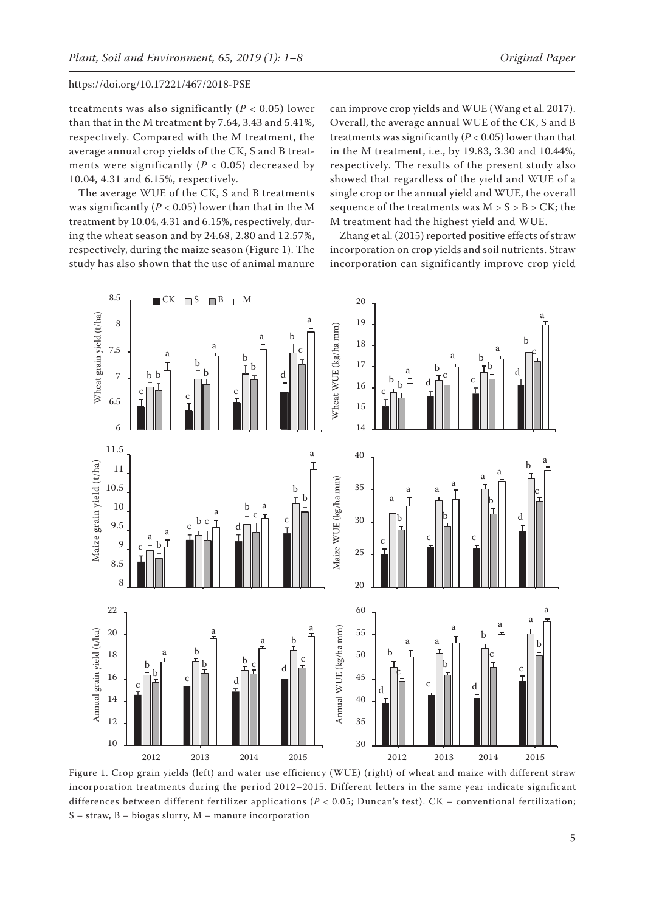treatments was also significantly ($P < 0.05$) lower than that in the M treatment by 7.64, 3.43 and 5.41%, respectively. Compared with the M treatment, the average annual crop yields of the CK, S and B treatments were significantly ($P < 0.05$) decreased by 10.04, 4.31 and 6.15%, respectively.

The average WUE of the CK, S and B treatments was significantly ($P < 0.05$) lower than that in the M treatment by 10.04, 4.31 and 6.15%, respectively, during the wheat season and by 24.68, 2.80 and 12.57%, respectively, during the maize season (Figure 1). The study has also shown that the use of animal manure can improve crop yields and WUE (Wang et al. 2017). Overall, the average annual WUE of the CK, S and B treatments was significantly ($P < 0.05$) lower than that in the M treatment, i.e., by 19.83, 3.30 and 10.44%, respectively. The results of the present study also showed that regardless of the yield and WUE of a single crop or the annual yield and WUE, the overall sequence of the treatments was M > S > B > CK; the M treatment had the highest yield and WUE.

Zhang et al. (2015) reported positive effects of straw incorporation on crop yields and soil nutrients. Straw incorporation can significantly improve crop yield

Figure 1. Crop grain yields (left) and water use efficiency (WUE) (right) of wheat and maize with different straw incorporation treatments during the period 2012–2015. Different letters in the same year indicate significant differences between different fertilizer applications ($P < 0.05$; Duncan's test). CK – conventional fertilization; S – straw, B – biogas slurry, M – manure incorporation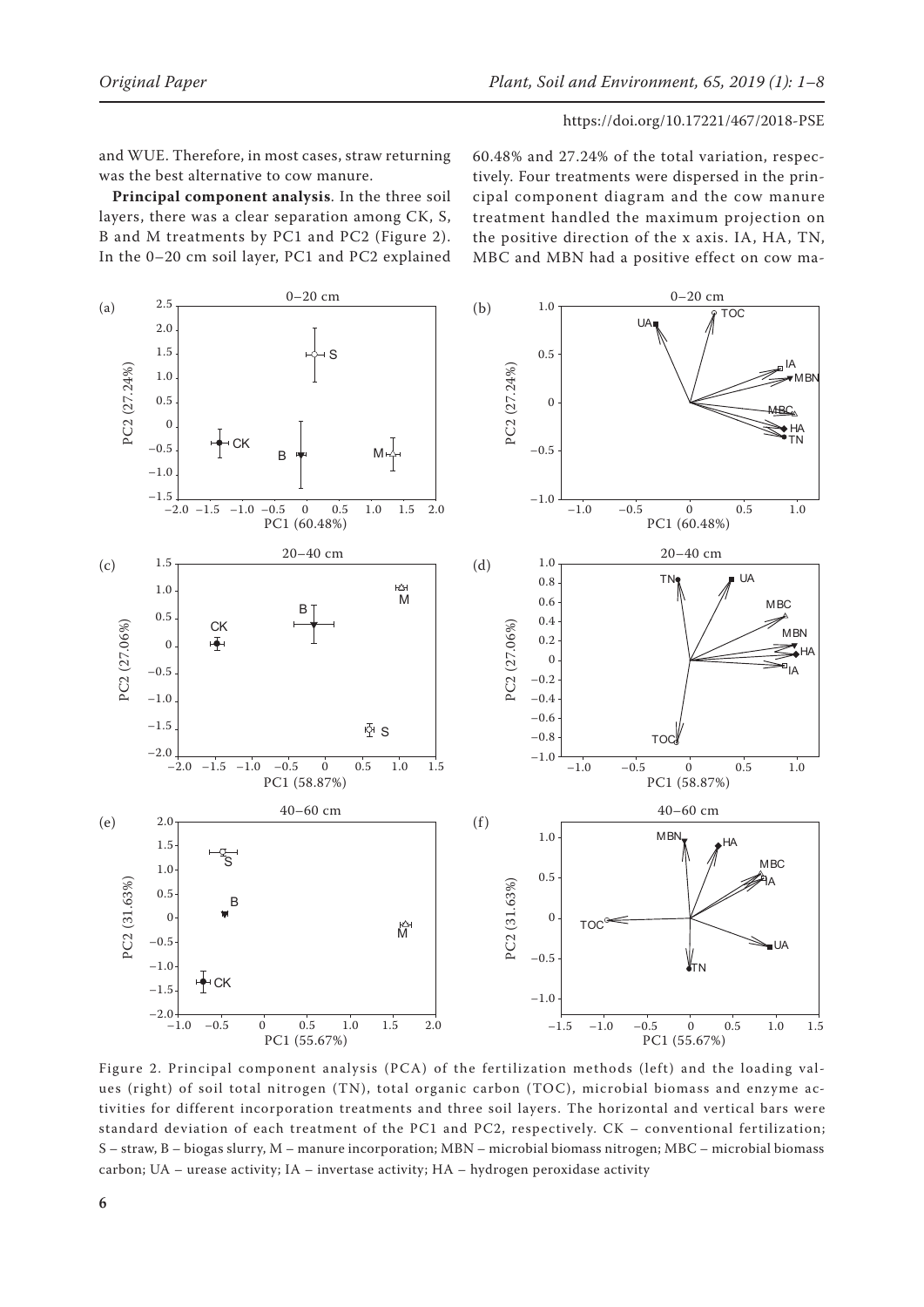and WUE. Therefore, in most cases, straw returning was the best alternative to cow manure.

**Principal component analysis**. In the three soil layers, there was a clear separation among CK, S, B and M treatments by PC1 and PC2 (Figure 2). In the 0–20 cm soil layer, PC1 and PC2 explained 60.48% and 27.24% of the total variation, respectively. Four treatments were dispersed in the principal component diagram and the cow manure treatment handled the maximum projection on the positive direction of the x axis. IA, HA, TN, MBC and MBN had a positive effect on cow ma-

Figure 2. Principal component analysis (PCA) of the fertilization methods (left) and the loading values (right) of soil total nitrogen (TN), total organic carbon (TOC), microbial biomass and enzyme activities for different incorporation treatments and three soil layers. The horizontal and vertical bars were standard deviation of each treatment of the PC1 and PC2, respectively. CK – conventional fertilization; S – straw, B – biogas slurry, M – manure incorporation; MBN – microbial biomass nitrogen; MBC – microbial biomass carbon; UA – urease activity; IA – invertase activity; HA – hydrogen peroxidase activity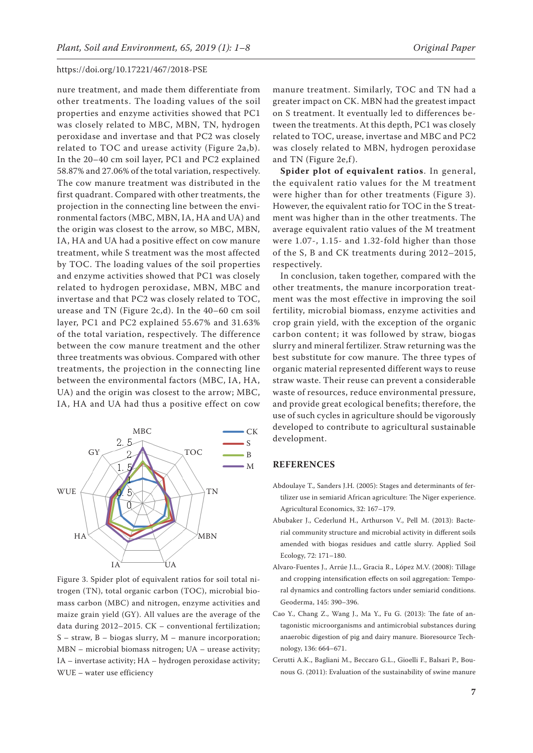nure treatment, and made them differentiate from other treatments. The loading values of the soil properties and enzyme activities showed that PC1 was closely related to MBC, MBN, TN, hydrogen peroxidase and invertase and that PC2 was closely related to TOC and urease activity (Figure 2a,b). In the 20–40 cm soil layer, PC1 and PC2 explained 58.87% and 27.06% of the total variation, respectively. The cow manure treatment was distributed in the first quadrant. Compared with other treatments, the projection in the connecting line between the environmental factors (MBC, MBN, IA, HA and UA) and the origin was closest to the arrow, so MBC, MBN, IA, HA and UA had a positive effect on cow manure treatment, while S treatment was the most affected by TOC. The loading values of the soil properties and enzyme activities showed that PC1 was closely related to hydrogen peroxidase, MBN, MBC and invertase and that PC2 was closely related to TOC, urease and TN (Figure 2c,d). In the 40–60 cm soil layer, PC1 and PC2 explained 55.67% and 31.63% of the total variation, respectively. The difference between the cow manure treatment and the other three treatments was obvious. Compared with other treatments, the projection in the connecting line between the environmental factors (MBC, IA, HA, UA) and the origin was closest to the arrow; MBC, IA, HA and UA had thus a positive effect on cow manure treatment. Similarly, TOC and TN had a greater impact on CK. MBN had the greatest impact on S treatment. It eventually led to differences between the treatments. At this depth, PC1 was closely related to TOC, urease, invertase and MBC and PC2 was closely related to MBN, hydrogen peroxidase and TN (Figure 2e,f).

Figure 3. Spider plot of equivalent ratios for soil total nitrogen (TN), total organic carbon (TOC), microbial biomass carbon (MBC) and nitrogen, enzyme activities and maize grain yield (GY). All values are the average of the data during 2012–2015. CK – conventional fertilization; S – straw, B – biogas slurry, M – manure incorporation; MBN – microbial biomass nitrogen; UA – urease activity; IA – invertase activity; HA – hydrogen peroxidase activity; WUE – water use efficiency

**Spider plot of equivalent ratios**. In general, the equivalent ratio values for the M treatment were higher than for other treatments (Figure 3). However, the equivalent ratio for TOC in the S treatment was higher than in the other treatments. The average equivalent ratio values of the M treatment were 1.07-, 1.15- and 1.32-fold higher than those of the S, B and CK treatments during 2012–2015, respectively.

In conclusion, taken together, compared with the other treatments, the manure incorporation treatment was the most effective in improving the soil fertility, microbial biomass, enzyme activities and crop grain yield, with the exception of the organic carbon content; it was followed by straw, biogas slurry and mineral fertilizer. Straw returning was the best substitute for cow manure. The three types of organic material represented different ways to reuse straw waste. Their reuse can prevent a considerable waste of resources, reduce environmental pressure, and provide great ecological benefits; therefore, the use of such cycles in agriculture should be vigorously developed to contribute to agricultural sustainable development.

## REFERENCES

Abdoulaye T., Sanders J.H. (2005): Stages and determinants of fertilizer use in semiarid African agriculture: The Niger experience. Agricultural Economics, 32: 167–179.

Abubaker J., Cederlund H., Arthurson V., Pell M. (2013): Bacterial community structure and microbial activity in different soils amended with biogas residues and cattle slurry. Applied Soil Ecology, 72: 171–180.

Alvaro-Fuentes J., Arrúe J.L., Gracia R., López M.V. (2008): Tillage and cropping intensification effects on soil aggregation: Temporal dynamics and controlling factors under semiarid conditions. Geoderma, 145: 390–396.

Cao Y., Chang Z., Wang J., Ma Y., Fu G. (2013): The fate of antagonistic microorganisms and antimicrobial substances during anaerobic digestion of pig and dairy manure. Bioresource Technology, 136: 664–671.

Cerutti A.K., Bagliani M., Beccaro G.L., Gioelli F., Balsari P., Bounous G. (2011): Evaluation of the sustainability of swine manure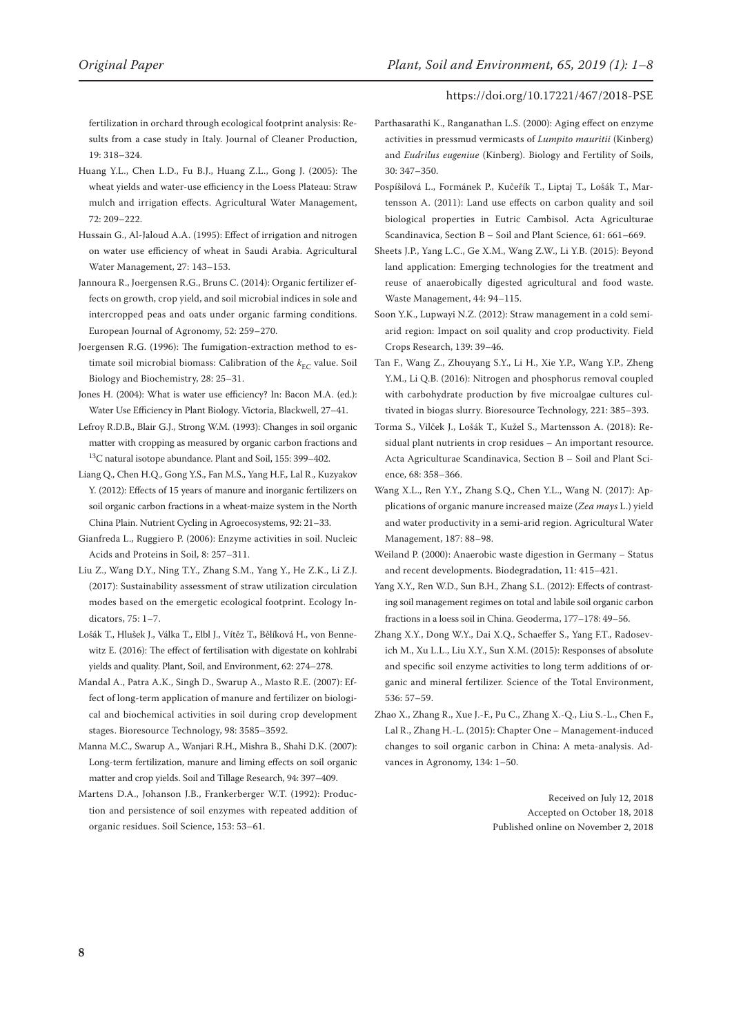fertilization in orchard through ecological footprint analysis: Results from a case study in Italy. Journal of Cleaner Production, 19: 318–324.

Huang Y.L., Chen L.D., Fu B.J., Huang Z.L., Gong J. (2005): The wheat yields and water-use efficiency in the Loess Plateau: Straw mulch and irrigation effects. Agricultural Water Management, 72: 209–222.

Hussain G., Al-Jaloud A.A. (1995): Effect of irrigation and nitrogen on water use efficiency of wheat in Saudi Arabia. Agricultural Water Management, 27: 143–153.

Jannoura R., Joergensen R.G., Bruns C. (2014): Organic fertilizer effects on growth, crop yield, and soil microbial indices in sole and intercropped peas and oats under organic farming conditions. European Journal of Agronomy, 52: 259–270.

Joergensen R.G. (1996): The fumigation-extraction method to estimate soil microbial biomass: Calibration of the $k_{EC}$ value. Soil Biology and Biochemistry, 28: 25–31.

Jones H. (2004): What is water use efficiency? In: Bacon M.A. (ed.): Water Use Efficiency in Plant Biology. Victoria, Blackwell, 27–41.

Lefroy R.D.B., Blair G.J., Strong W.M. (1993): Changes in soil organic matter with cropping as measured by organic carbon fractions and $^{13}C$ natural isotope abundance. Plant and Soil, 155: 399–402.

Liang Q., Chen H.Q., Gong Y.S., Fan M.S., Yang H.F., Lal R., Kuzyakov Y. (2012): Effects of 15 years of manure and inorganic fertilizers on soil organic carbon fractions in a wheat-maize system in the North China Plain. Nutrient Cycling in Agroecosystems, 92: 21–33.

Gianfreda L., Ruggiero P. (2006): Enzyme activities in soil. Nucleic Acids and Proteins in Soil, 8: 257–311.

Liu Z., Wang D.Y., Ning T.Y., Zhang S.M., Yang Y., He Z.K., Li Z.J. (2017): Sustainability assessment of straw utilization circulation modes based on the emergetic ecological footprint. Ecology Indicators, 75: 1–7.

Lošák T., Hlušek J., Válka T., Elbl J., Vítěz T., Bělíková H., von Bennewitz E. (2016): The effect of fertilisation with digestate on kohlrabi yields and quality. Plant, Soil, and Environment, 62: 274–278.

Mandal A., Patra A.K., Singh D., Swarup A., Masto R.E. (2007): Effect of long-term application of manure and fertilizer on biological and biochemical activities in soil during crop development stages. Bioresource Technology, 98: 3585–3592.

Manna M.C., Swarup A., Wanjari R.H., Mishra B., Shahi D.K. (2007): Long-term fertilization, manure and liming effects on soil organic matter and crop yields. Soil and Tillage Research, 94: 397–409.

Martens D.A., Johanson J.B., Frankerberger W.T. (1992): Production and persistence of soil enzymes with repeated addition of organic residues. Soil Science, 153: 53–61.

Parthasarathi K., Ranganathan L.S. (2000): Aging effect on enzyme activities in pressmud vermicasts of *Lumpito mauritii* (Kinberg) and *Eudrilus eugeniue* (Kinberg). Biology and Fertility of Soils, 30: 347–350.

Pospíšilová L., Formánek P., Kučeřík T., Liptaj T., Lošák T., Martensson A. (2011): Land use effects on carbon quality and soil biological properties in Eutric Cambisol. Acta Agriculturae Scandinavica, Section B – Soil and Plant Science, 61: 661–669.

Sheets J.P., Yang L.C., Ge X.M., Wang Z.W., Li Y.B. (2015): Beyond land application: Emerging technologies for the treatment and reuse of anaerobically digested agricultural and food waste. Waste Management, 44: 94–115.

Soon Y.K., Lupwayi N.Z. (2012): Straw management in a cold semi-arid region: Impact on soil quality and crop productivity. Field Crops Research, 139: 39–46.

Tan F., Wang Z., Zhouyang S.Y., Li H., Xie Y.P., Wang Y.P., Zheng Y.M., Li Q.B. (2016): Nitrogen and phosphorus removal coupled with carbohydrate production by five microalgae cultures cultivated in biogas slurry. Bioresource Technology, 221: 385–393.

Torma S., Vilček J., Lošák T., Kužel S., Martensson A. (2018): Residual plant nutrients in crop residues – An important resource. Acta Agriculturae Scandinavica, Section B – Soil and Plant Science, 68: 358–366.

Wang X.L., Ren Y.Y., Zhang S.Q., Chen Y.L., Wang N. (2017): Applications of organic manure increased maize (*Zea mays* L.) yield and water productivity in a semi-arid region. Agricultural Water Management, 187: 88–98.

Weiland P. (2000): Anaerobic waste digestion in Germany – Status and recent developments. Biodegradation, 11: 415–421.

Yang X.Y., Ren W.D., Sun B.H., Zhang S.L. (2012): Effects of contrasting soil management regimes on total and labile soil organic carbon fractions in a loess soil in China. Geoderma, 177–178: 49–56.

Zhang X.Y., Dong W.Y., Dai X.Q., Schaeffer S., Yang F.T., Radosevich M., Xu L.L., Liu X.Y., Sun X.M. (2015): Responses of absolute and specific soil enzyme activities to long term additions of organic and mineral fertilizer. Science of the Total Environment, 536: 57–59.

Zhao X., Zhang R., Xue J.-F., Pu C., Zhang X.-Q., Liu S.-L., Chen F., Lal R., Zhang H.-L. (2015): Chapter One – Management-induced changes to soil organic carbon in China: A meta-analysis. Advances in Agronomy, 134: 1–50.

Received on July 12, 2018  
Accepted on October 18, 2018  
Published online on November 2, 2018